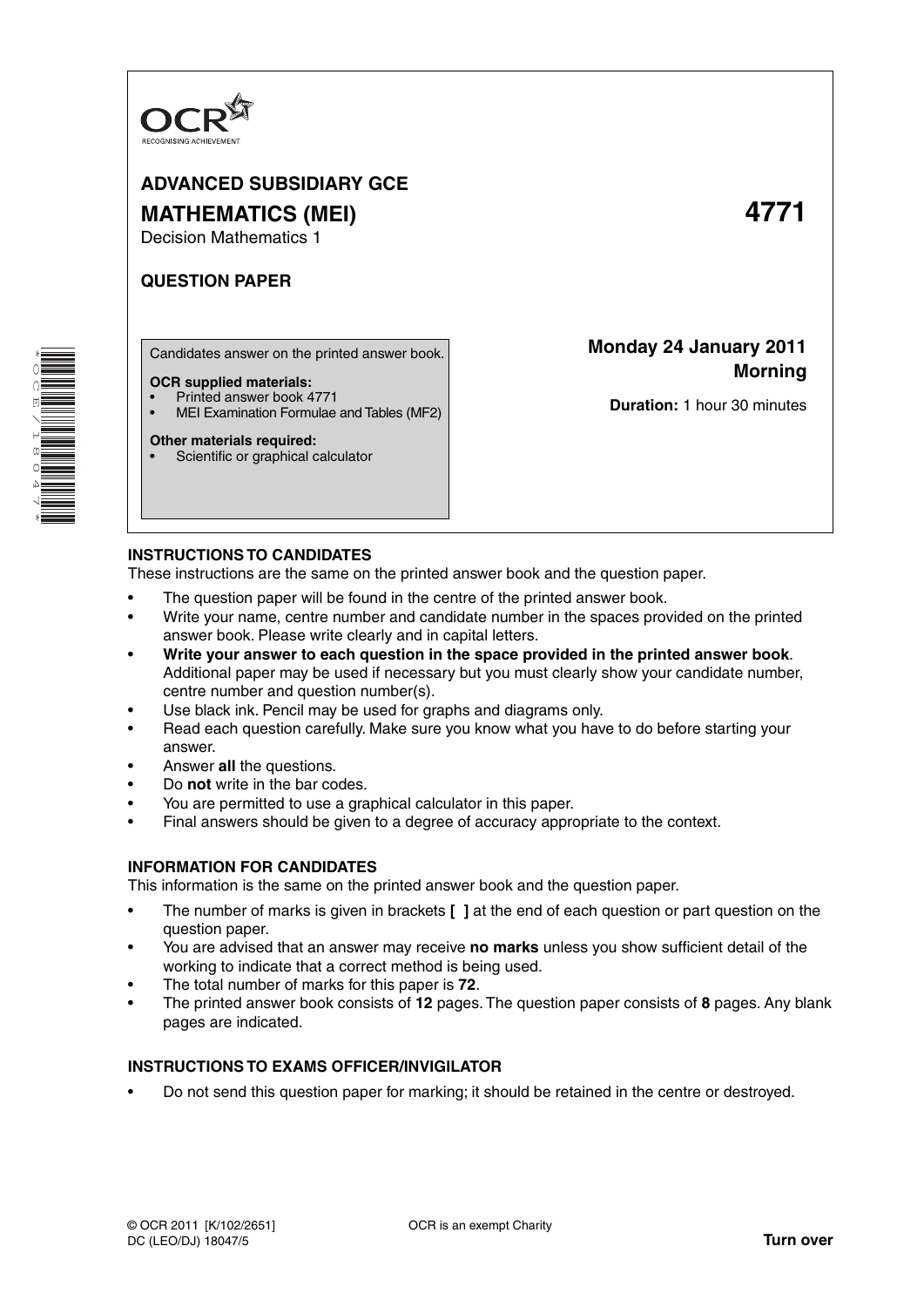OCR
RECOGNISING ACHIEVEMENT

# ADVANCED SUBSIDIARY GCE

# MATHEMATICS (MEI) 4771

Decision Mathematics 1

## QUESTION PAPER

Candidates answer on the printed answer book.

**OCR supplied materials:**
- Printed answer book 4771
- MEI Examination Formulae and Tables (MF2)

**Other materials required:**
- Scientific or graphical calculator

**Monday 24 January 2011**
**Morning**

**Duration:** 1 hour 30 minutes

### INSTRUCTIONS TO CANDIDATES

These instructions are the same on the printed answer book and the question paper.

- The question paper will be found in the centre of the printed answer book.
- Write your name, centre number and candidate number in the spaces provided on the printed answer book. Please write clearly and in capital letters.
- **Write your answer to each question in the space provided in the printed answer book**. Additional paper may be used if necessary but you must clearly show your candidate number, centre number and question number(s).
- Use black ink. Pencil may be used for graphs and diagrams only.
- Read each question carefully. Make sure you know what you have to do before starting your answer.
- Answer **all** the questions.
- Do **not** write in the bar codes.
- You are permitted to use a graphical calculator in this paper.
- Final answers should be given to a degree of accuracy appropriate to the context.

### INFORMATION FOR CANDIDATES

This information is the same on the printed answer book and the question paper.

- The number of marks is given in brackets **[ ]** at the end of each question or part question on the question paper.
- You are advised that an answer may receive **no marks** unless you show sufficient detail of the working to indicate that a correct method is being used.
- The total number of marks for this paper is **72**.
- The printed answer book consists of **12** pages. The question paper consists of **8** pages. Any blank pages are indicated.

### INSTRUCTIONS TO EXAMS OFFICER/INVIGILATOR

- Do not send this question paper for marking; it should be retained in the centre or destroyed.

© OCR 2011 [K/102/2651]
DC (LEO/DJ) 18047/5

OCR is an exempt Charity

**Turn over**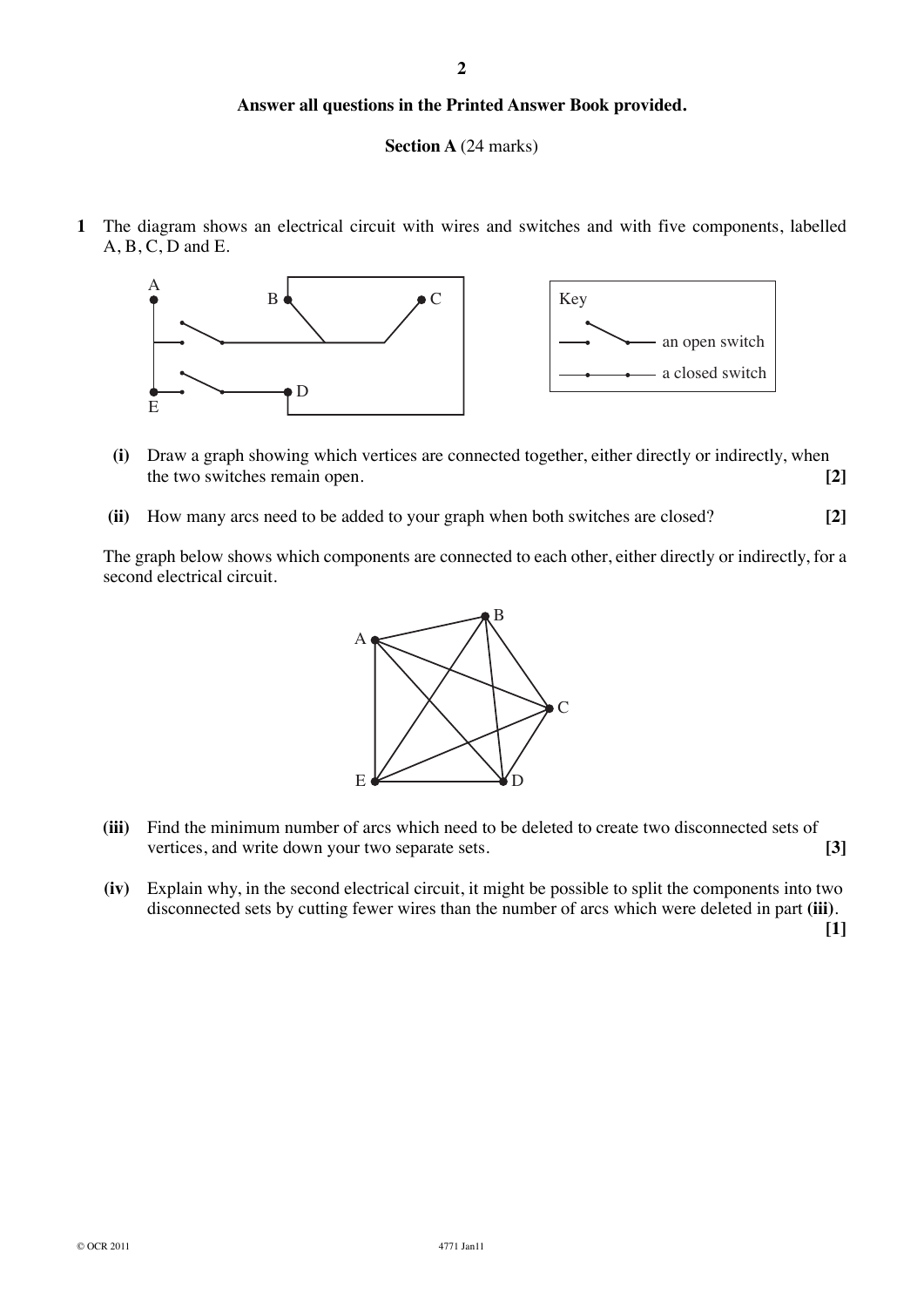**Answer all questions in the Printed Answer Book provided.**

**Section A** (24 marks)

**1** The diagram shows an electrical circuit with wires and switches and with five components, labelled A, B, C, D and E.

Key: an open switch; a closed switch

**(i)** Draw a graph showing which vertices are connected together, either directly or indirectly, when the two switches remain open. **[2]**

**(ii)** How many arcs need to be added to your graph when both switches are closed? **[2]**

The graph below shows which components are connected to each other, either directly or indirectly, for a second electrical circuit.

**(iii)** Find the minimum number of arcs which need to be deleted to create two disconnected sets of vertices, and write down your two separate sets. **[3]**

**(iv)** Explain why, in the second electrical circuit, it might be possible to split the components into two disconnected sets by cutting fewer wires than the number of arcs which were deleted in part **(iii)**. **[1]**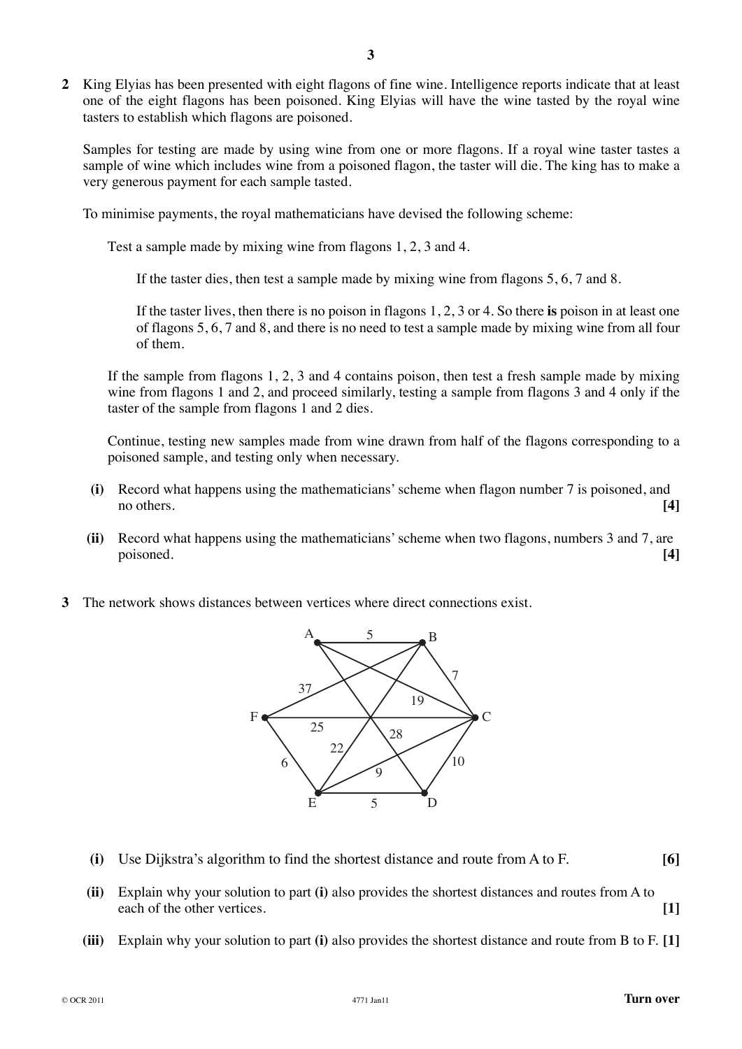**2** King Elyias has been presented with eight flagons of fine wine. Intelligence reports indicate that at least one of the eight flagons has been poisoned. King Elyias will have the wine tasted by the royal wine tasters to establish which flagons are poisoned.

Samples for testing are made by using wine from one or more flagons. If a royal wine taster tastes a sample of wine which includes wine from a poisoned flagon, the taster will die. The king has to make a very generous payment for each sample tasted.

To minimise payments, the royal mathematicians have devised the following scheme:

> Test a sample made by mixing wine from flagons 1, 2, 3 and 4.
>
> > If the taster dies, then test a sample made by mixing wine from flagons 5, 6, 7 and 8.
> >
> > If the taster lives, then there is no poison in flagons 1, 2, 3 or 4. So there **is** poison in at least one of flagons 5, 6, 7 and 8, and there is no need to test a sample made by mixing wine from all four of them.
>
> If the sample from flagons 1, 2, 3 and 4 contains poison, then test a fresh sample made by mixing wine from flagons 1 and 2, and proceed similarly, testing a sample from flagons 3 and 4 only if the taster of the sample from flagons 1 and 2 dies.
>
> Continue, testing new samples made from wine drawn from half of the flagons corresponding to a poisoned sample, and testing only when necessary.

**(i)** Record what happens using the mathematicians' scheme when flagon number 7 is poisoned, and no others. **[4]**

**(ii)** Record what happens using the mathematicians' scheme when two flagons, numbers 3 and 7, are poisoned. **[4]**

**3** The network shows distances between vertices where direct connections exist.

| Edge | Distance |
|---|---|
| A–B | 5 |
| A–C | 19 |
| A–D | 28 |
| B–C | 7 |
| B–E | 22 |
| B–F | 37 |
| C–D | 10 |
| C–E | 9 |
| C–F | 25 |
| D–E | 5 |
| E–F | 6 |

**(i)** Use Dijkstra's algorithm to find the shortest distance and route from A to F. **[6]**

**(ii)** Explain why your solution to part **(i)** also provides the shortest distances and routes from A to each of the other vertices. **[1]**

**(iii)** Explain why your solution to part **(i)** also provides the shortest distance and route from B to F. **[1]**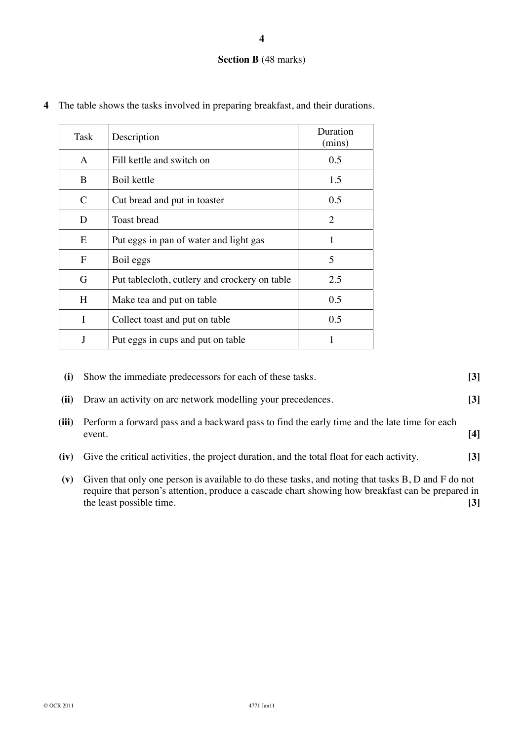## Section B (48 marks)

**4** The table shows the tasks involved in preparing breakfast, and their durations.

| Task | Description | Duration (mins) |
|---|---|---|
| A | Fill kettle and switch on | 0.5 |
| B | Boil kettle | 1.5 |
| C | Cut bread and put in toaster | 0.5 |
| D | Toast bread | 2 |
| E | Put eggs in pan of water and light gas | 1 |
| F | Boil eggs | 5 |
| G | Put tablecloth, cutlery and crockery on table | 2.5 |
| H | Make tea and put on table | 0.5 |
| I | Collect toast and put on table | 0.5 |
| J | Put eggs in cups and put on table | 1 |

**(i)** Show the immediate predecessors for each of these tasks. **[3]**

**(ii)** Draw an activity on arc network modelling your precedences. **[3]**

**(iii)** Perform a forward pass and a backward pass to find the early time and the late time for each event. **[4]**

**(iv)** Give the critical activities, the project duration, and the total float for each activity. **[3]**

**(v)** Given that only one person is available to do these tasks, and noting that tasks B, D and F do not require that person's attention, produce a cascade chart showing how breakfast can be prepared in the least possible time. **[3]**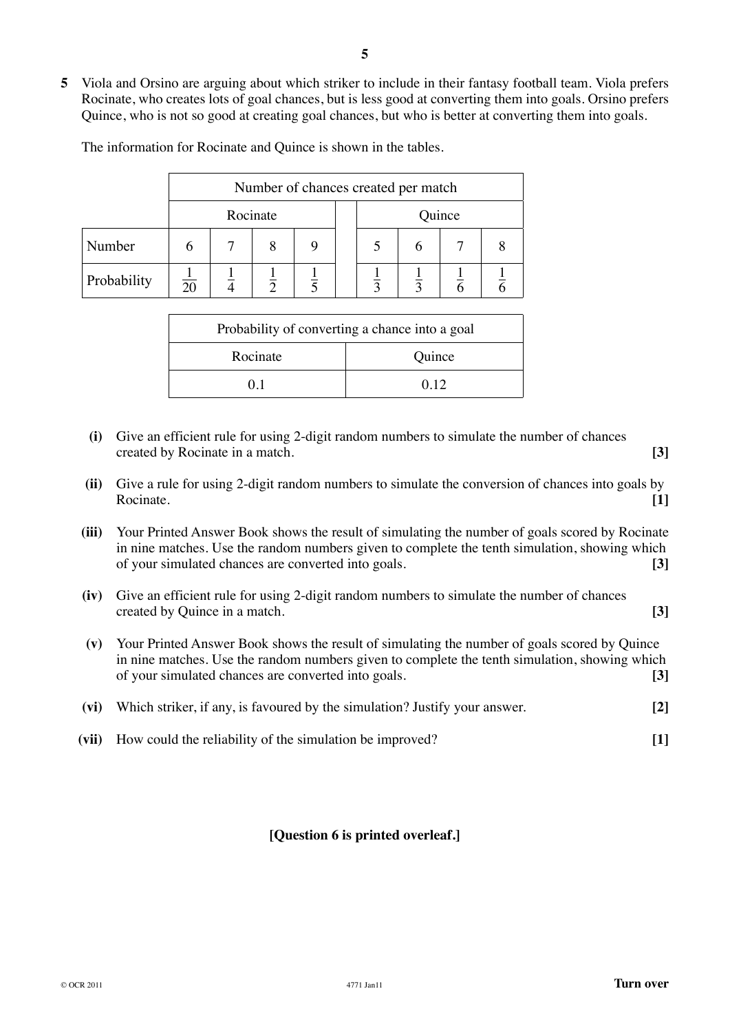**5** Viola and Orsino are arguing about which striker to include in their fantasy football team. Viola prefers Rocinate, who creates lots of goal chances, but is less good at converting them into goals. Orsino prefers Quince, who is not so good at creating goal chances, but who is better at converting them into goals.

The information for Rocinate and Quince is shown in the tables.

| | Number of chances created per match | | | | | | | | |
|---|---|---|---|---|---|---|---|---|---|
| | Rocinate | | | | | Quince | | | |
| Number | 6 | 7 | 8 | 9 | | 5 | 6 | 7 | 8 |
| Probability | $\frac{1}{20}$ | $\frac{1}{4}$ | $\frac{1}{2}$ | $\frac{1}{5}$ | | $\frac{1}{3}$ | $\frac{1}{3}$ | $\frac{1}{6}$ | $\frac{1}{6}$ |

| Probability of converting a chance into a goal | |
|---|---|
| Rocinate | Quince |
| 0.1 | 0.12 |

**(i)** Give an efficient rule for using 2-digit random numbers to simulate the number of chances created by Rocinate in a match. **[3]**

**(ii)** Give a rule for using 2-digit random numbers to simulate the conversion of chances into goals by Rocinate. **[1]**

**(iii)** Your Printed Answer Book shows the result of simulating the number of goals scored by Rocinate in nine matches. Use the random numbers given to complete the tenth simulation, showing which of your simulated chances are converted into goals. **[3]**

**(iv)** Give an efficient rule for using 2-digit random numbers to simulate the number of chances created by Quince in a match. **[3]**

**(v)** Your Printed Answer Book shows the result of simulating the number of goals scored by Quince in nine matches. Use the random numbers given to complete the tenth simulation, showing which of your simulated chances are converted into goals. **[3]**

**(vi)** Which striker, if any, is favoured by the simulation? Justify your answer. **[2]**

**(vii)** How could the reliability of the simulation be improved? **[1]**

**[Question 6 is printed overleaf.]**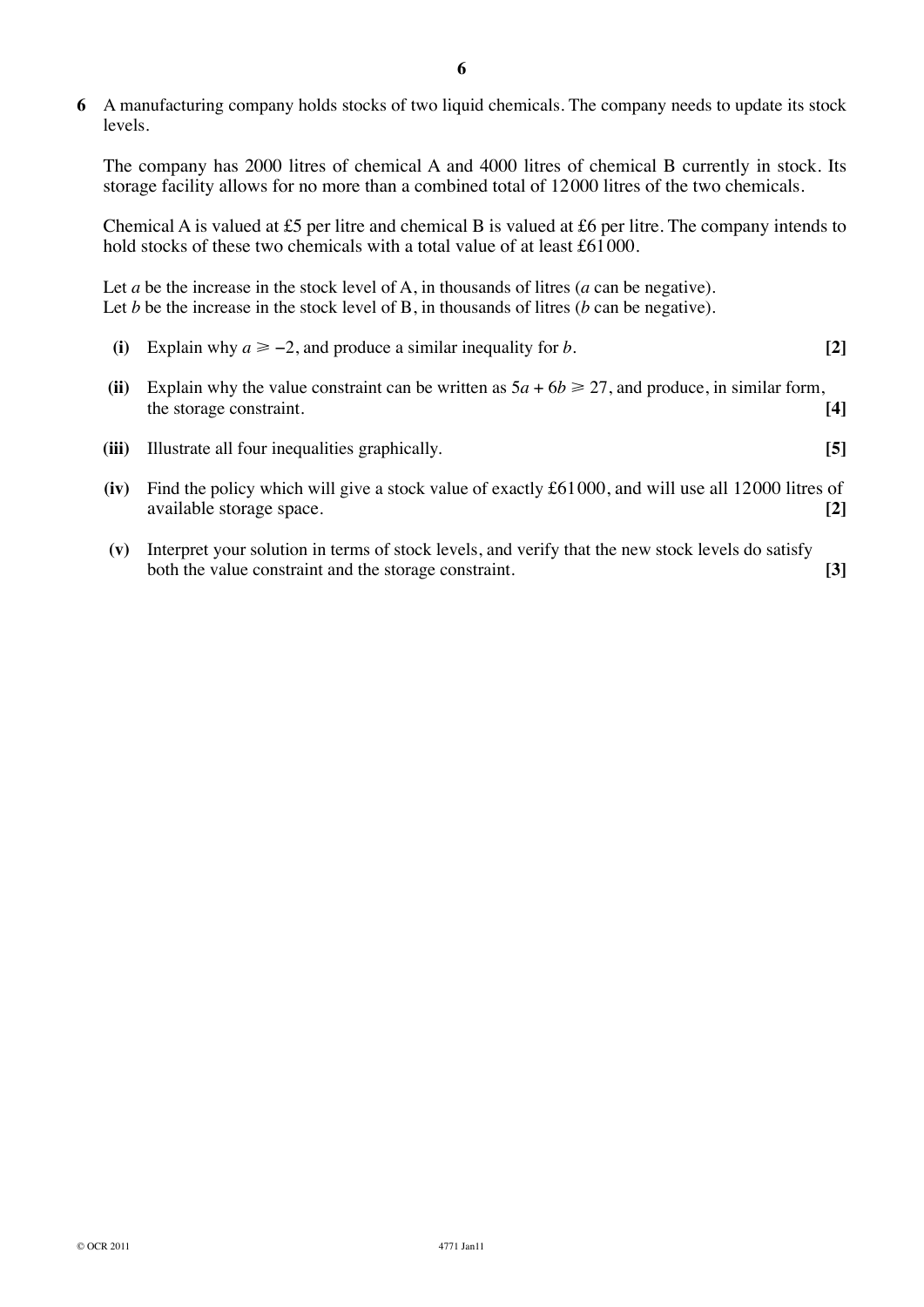**6** A manufacturing company holds stocks of two liquid chemicals. The company needs to update its stock levels.

The company has 2000 litres of chemical A and 4000 litres of chemical B currently in stock. Its storage facility allows for no more than a combined total of 12000 litres of the two chemicals.

Chemical A is valued at £5 per litre and chemical B is valued at £6 per litre. The company intends to hold stocks of these two chemicals with a total value of at least £61000.

Let $a$ be the increase in the stock level of A, in thousands of litres ($a$ can be negative).
Let $b$ be the increase in the stock level of B, in thousands of litres ($b$ can be negative).

**(i)** Explain why $a \geqslant -2$, and produce a similar inequality for $b$. **[2]**

**(ii)** Explain why the value constraint can be written as $5a + 6b \geqslant 27$, and produce, in similar form, the storage constraint. **[4]**

**(iii)** Illustrate all four inequalities graphically. **[5]**

**(iv)** Find the policy which will give a stock value of exactly £61000, and will use all 12000 litres of available storage space. **[2]**

**(v)** Interpret your solution in terms of stock levels, and verify that the new stock levels do satisfy both the value constraint and the storage constraint. **[3]**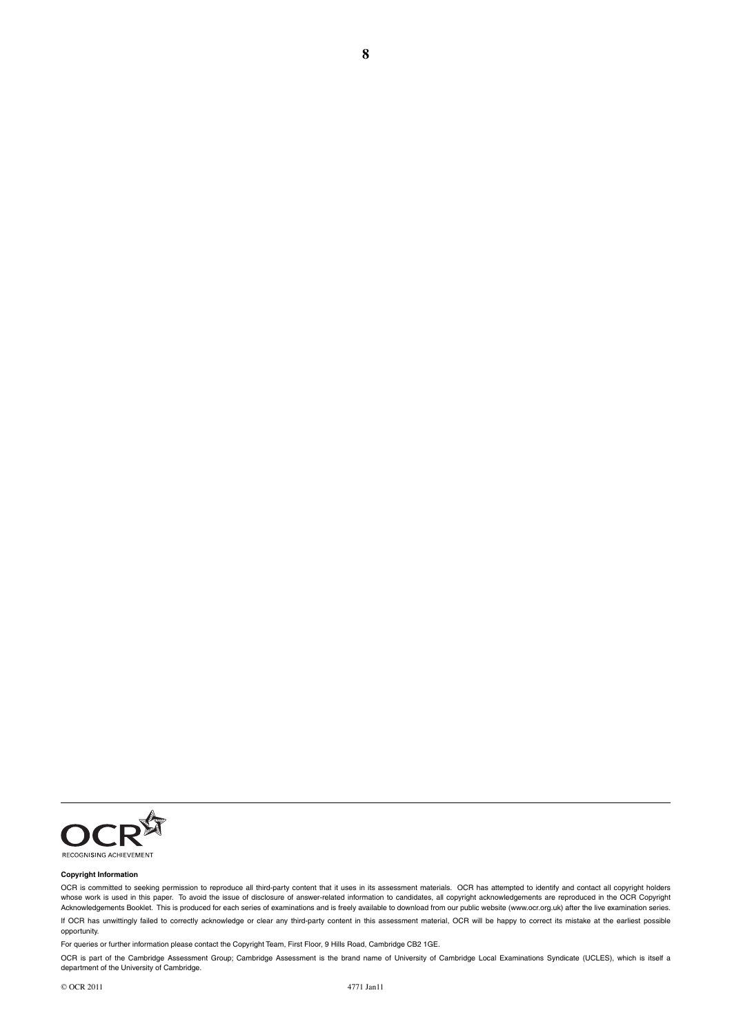RECOGNISING ACHIEVEMENT

**Copyright Information**

OCR is committed to seeking permission to reproduce all third-party content that it uses in its assessment materials. OCR has attempted to identify and contact all copyright holders whose work is used in this paper. To avoid the issue of disclosure of answer-related information to candidates, all copyright acknowledgements are reproduced in the OCR Copyright Acknowledgements Booklet. This is produced for each series of examinations and is freely available to download from our public website (www.ocr.org.uk) after the live examination series.

If OCR has unwittingly failed to correctly acknowledge or clear any third-party content in this assessment material, OCR will be happy to correct its mistake at the earliest possible opportunity.

For queries or further information please contact the Copyright Team, First Floor, 9 Hills Road, Cambridge CB2 1GE.

OCR is part of the Cambridge Assessment Group; Cambridge Assessment is the brand name of University of Cambridge Local Examinations Syndicate (UCLES), which is itself a department of the University of Cambridge.

© OCR 2011 4771 Jan11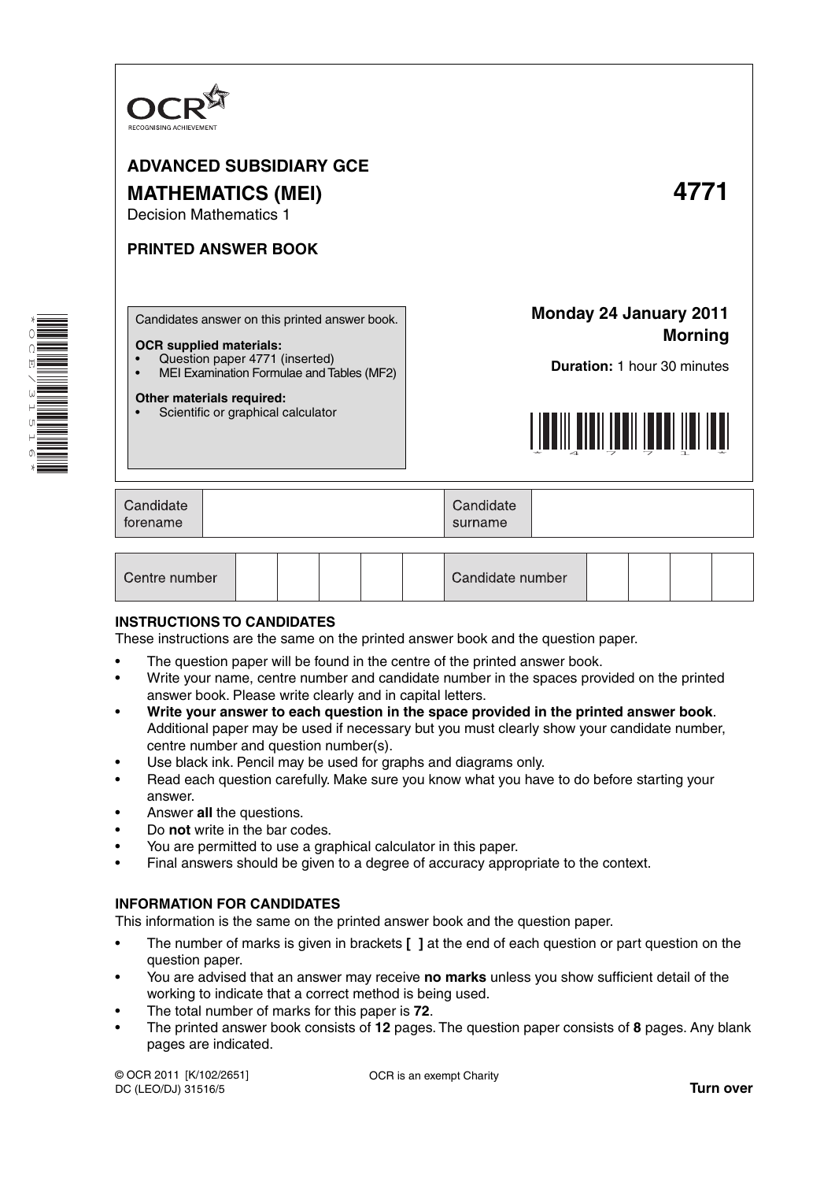OCR
RECOGNISING ACHIEVEMENT

# ADVANCED SUBSIDIARY GCE

# MATHEMATICS (MEI) 4771

Decision Mathematics 1

## PRINTED ANSWER BOOK

Candidates answer on this printed answer book.

**OCR supplied materials:**

- Question paper 4771 (inserted)
- MEI Examination Formulae and Tables (MF2)

**Other materials required:**

- Scientific or graphical calculator

**Monday 24 January 2011**
**Morning**

**Duration:** 1 hour 30 minutes

| Candidate forename | | Candidate surname | |
|---|---|---|---|

| Centre number | | | | | | Candidate number | | | | |
|---|---|---|---|---|---|---|---|---|---|---|

## INSTRUCTIONS TO CANDIDATES

These instructions are the same on the printed answer book and the question paper.

- The question paper will be found in the centre of the printed answer book.
- Write your name, centre number and candidate number in the spaces provided on the printed answer book. Please write clearly and in capital letters.
- **Write your answer to each question in the space provided in the printed answer book**. Additional paper may be used if necessary but you must clearly show your candidate number, centre number and question number(s).
- Use black ink. Pencil may be used for graphs and diagrams only.
- Read each question carefully. Make sure you know what you have to do before starting your answer.
- Answer **all** the questions.
- Do **not** write in the bar codes.
- You are permitted to use a graphical calculator in this paper.
- Final answers should be given to a degree of accuracy appropriate to the context.

## INFORMATION FOR CANDIDATES

This information is the same on the printed answer book and the question paper.

- The number of marks is given in brackets **[ ]** at the end of each question or part question on the question paper.
- You are advised that an answer may receive **no marks** unless you show sufficient detail of the working to indicate that a correct method is being used.
- The total number of marks for this paper is **72**.
- The printed answer book consists of **12** pages. The question paper consists of **8** pages. Any blank pages are indicated.

© OCR 2011 [K/102/2651]
DC (LEO/DJ) 31516/5

OCR is an exempt Charity

**Turn over**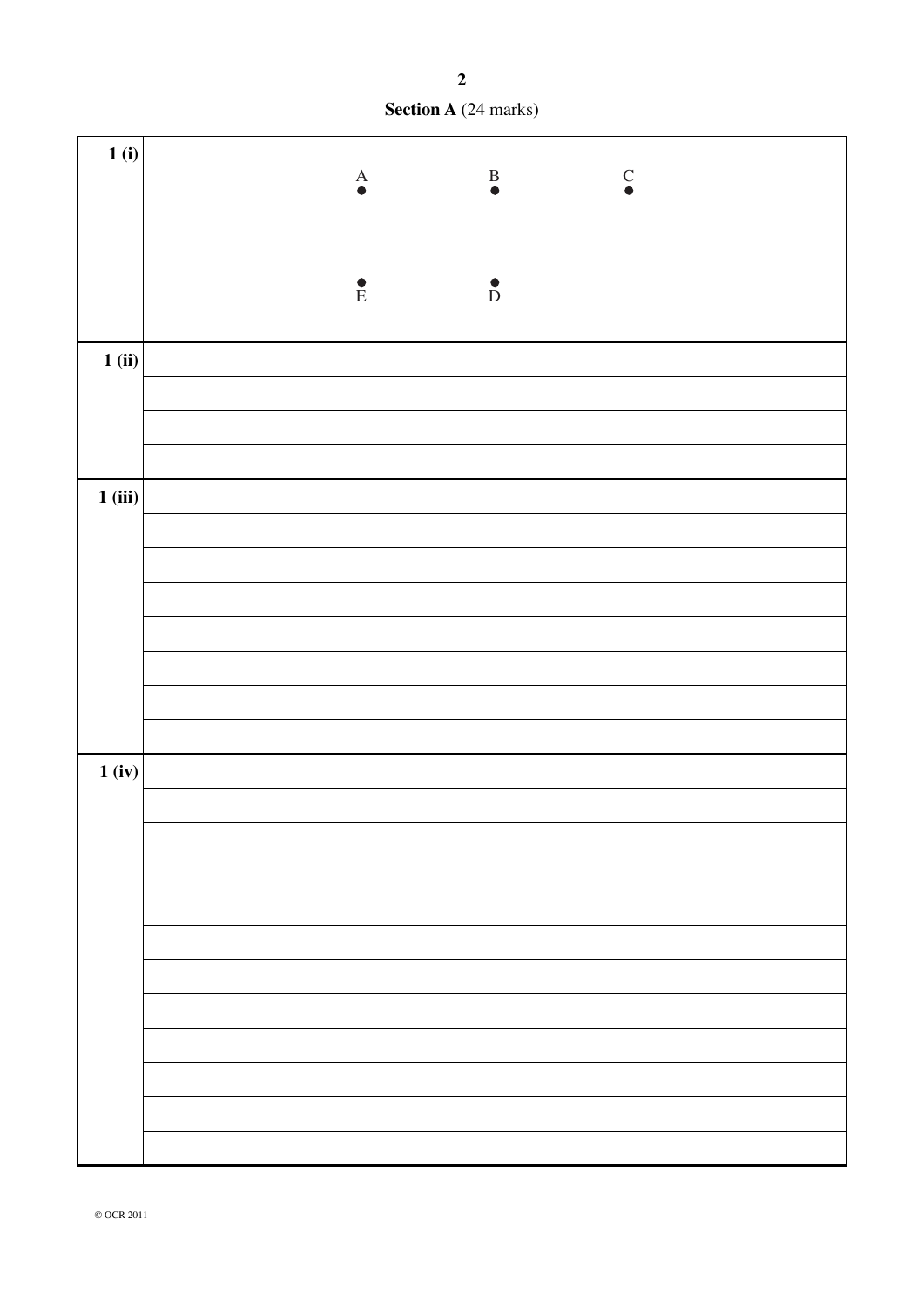**Section A** (24 marks)

| | |
|---|---|
| **1 (i)** | A B C<br><br>E D |
| **1 (ii)** | |
| **1 (iii)** | |
| **1 (iv)** | |

© OCR 2011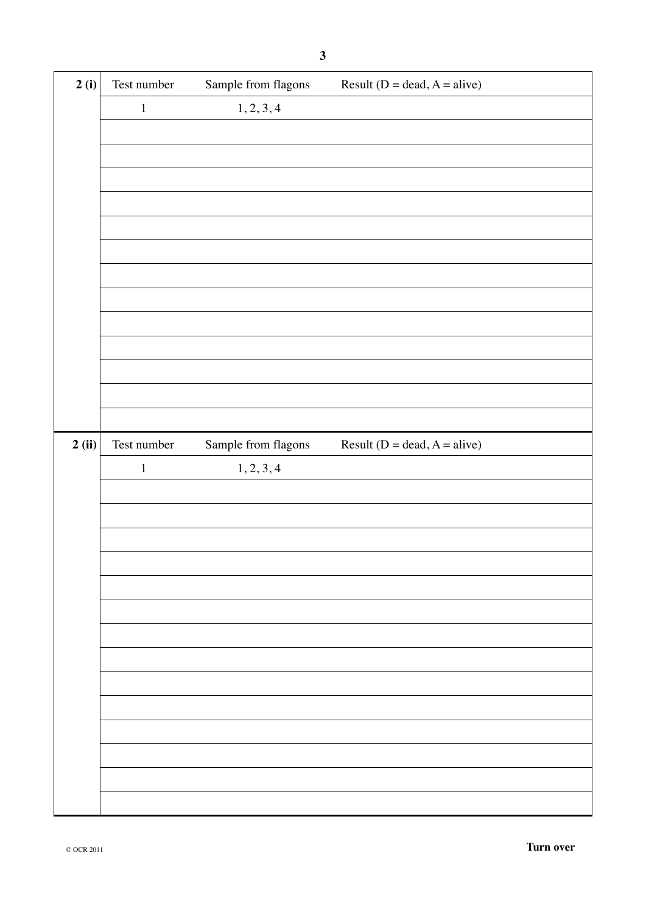**2 (i)**

| Test number | Sample from flagons | Result (D = dead, A = alive) |
|---|---|---|
| 1 | 1, 2, 3, 4 | |
| | | |
| | | |
| | | |
| | | |
| | | |
| | | |
| | | |
| | | |
| | | |
| | | |
| | | |
| | | |
| | | |

**2 (ii)**

| Test number | Sample from flagons | Result (D = dead, A = alive) |
|---|---|---|
| 1 | 1, 2, 3, 4 | |
| | | |
| | | |
| | | |
| | | |
| | | |
| | | |
| | | |
| | | |
| | | |
| | | |
| | | |
| | | |
| | | |
| | | |

© OCR 2011

**Turn over**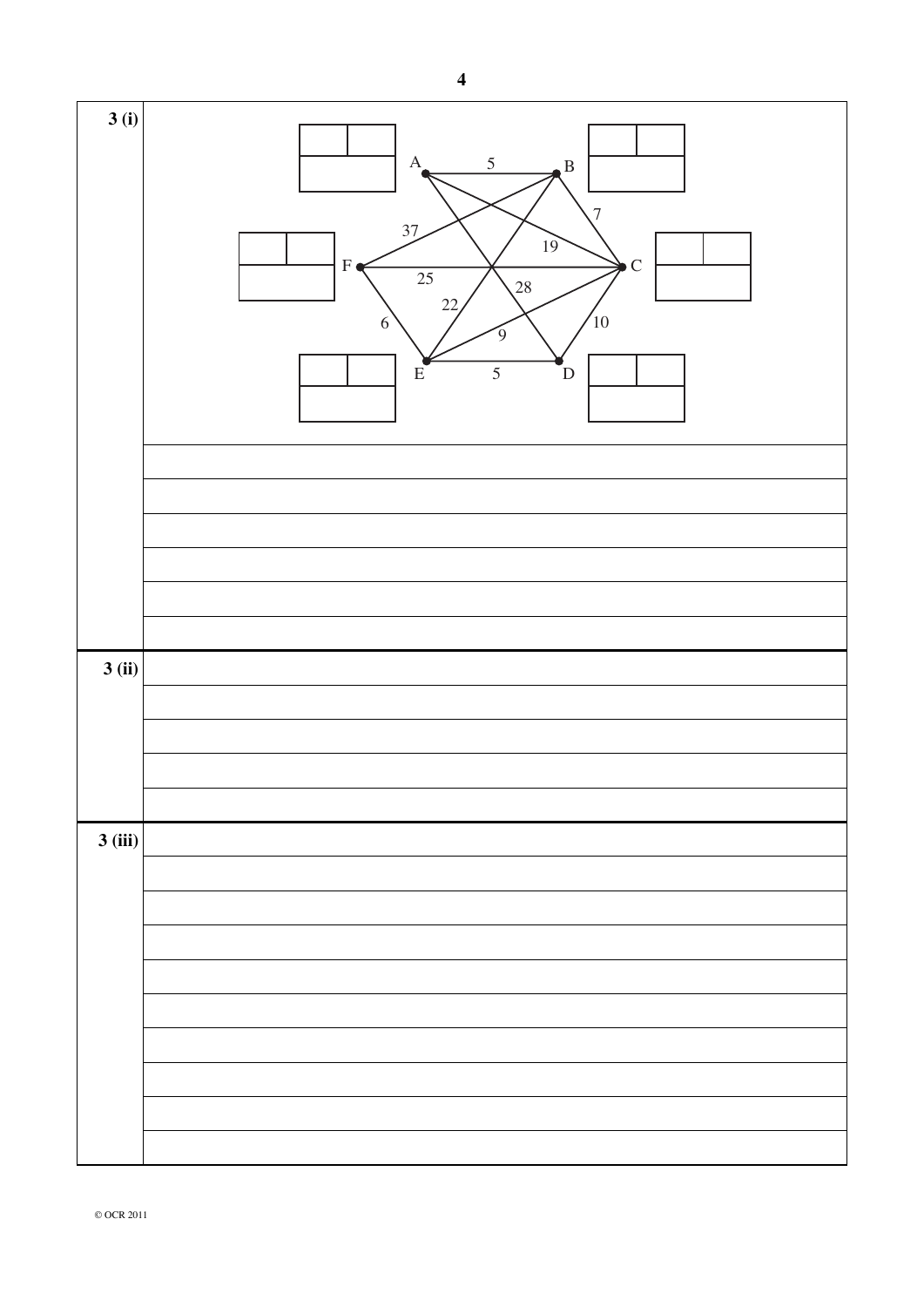**3 (i)**

A, B, C, D, E, F

Edges: A–B 5, B–C 7, C–D 10, D–E 5, E–F 6, F–B 37, F–C 25, A–C 19, A–D 28, B–E 22, C–E 9

**3 (ii)**

**3 (iii)**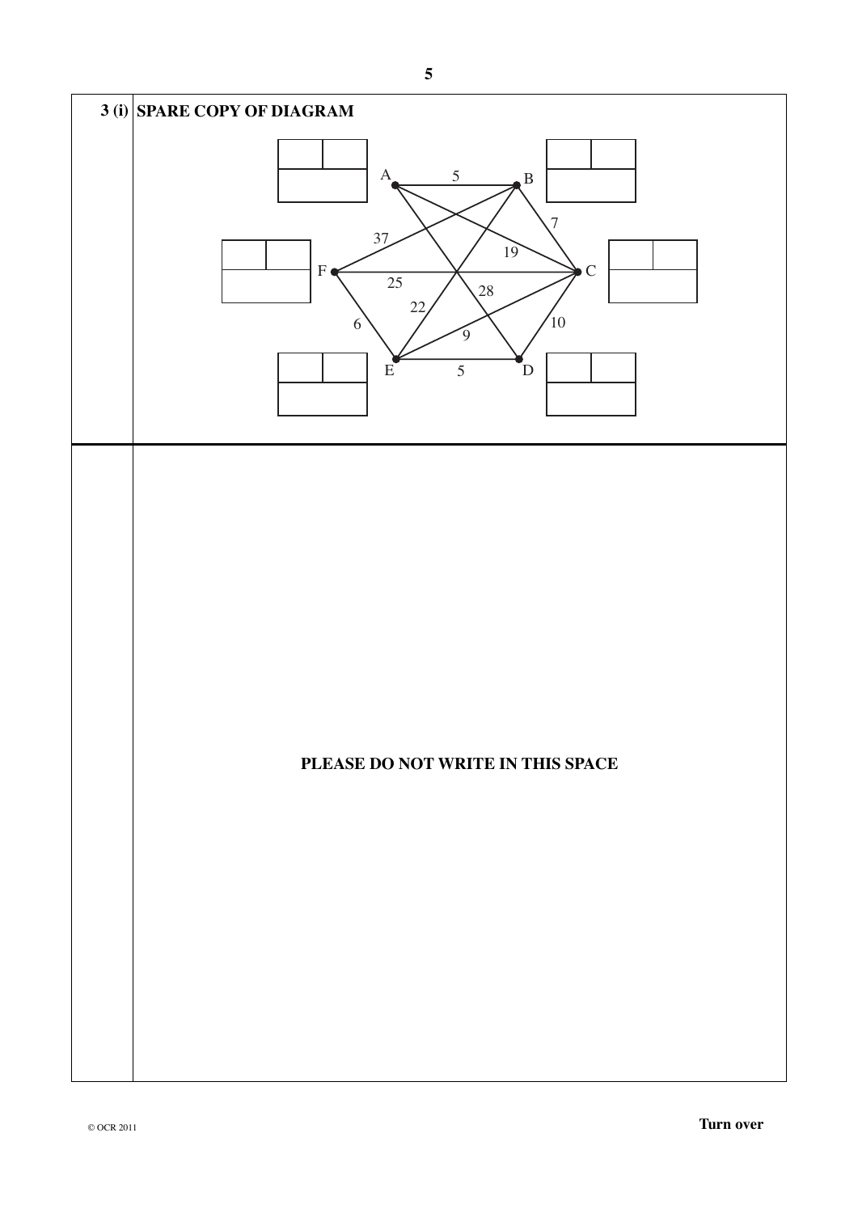**3 (i)** **SPARE COPY OF DIAGRAM**

A, B, C, D, E, F

AB 5, BC 7, CD 10, DE 5, EF 6, FB 37, AC 19, FC 25, AD 28, EB 22, EC 9

**PLEASE DO NOT WRITE IN THIS SPACE**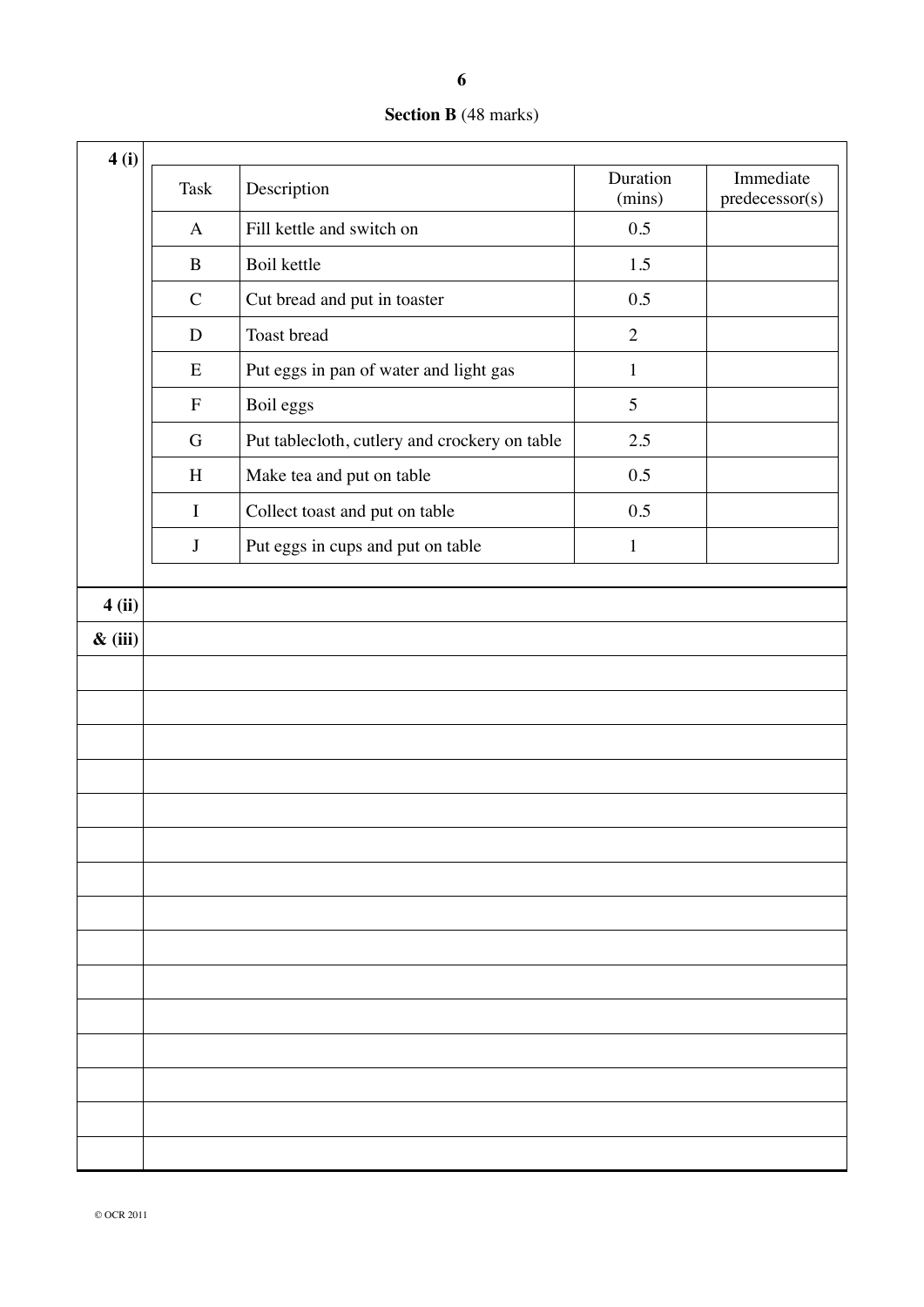## Section B (48 marks)

**4 (i)**

| Task | Description | Duration (mins) | Immediate predecessor(s) |
|---|---|---|---|
| A | Fill kettle and switch on | 0.5 | |
| B | Boil kettle | 1.5 | |
| C | Cut bread and put in toaster | 0.5 | |
| D | Toast bread | 2 | |
| E | Put eggs in pan of water and light gas | 1 | |
| F | Boil eggs | 5 | |
| G | Put tablecloth, cutlery and crockery on table | 2.5 | |
| H | Make tea and put on table | 0.5 | |
| I | Collect toast and put on table | 0.5 | |
| J | Put eggs in cups and put on table | 1 | |

**4 (ii) & (iii)**

© OCR 2011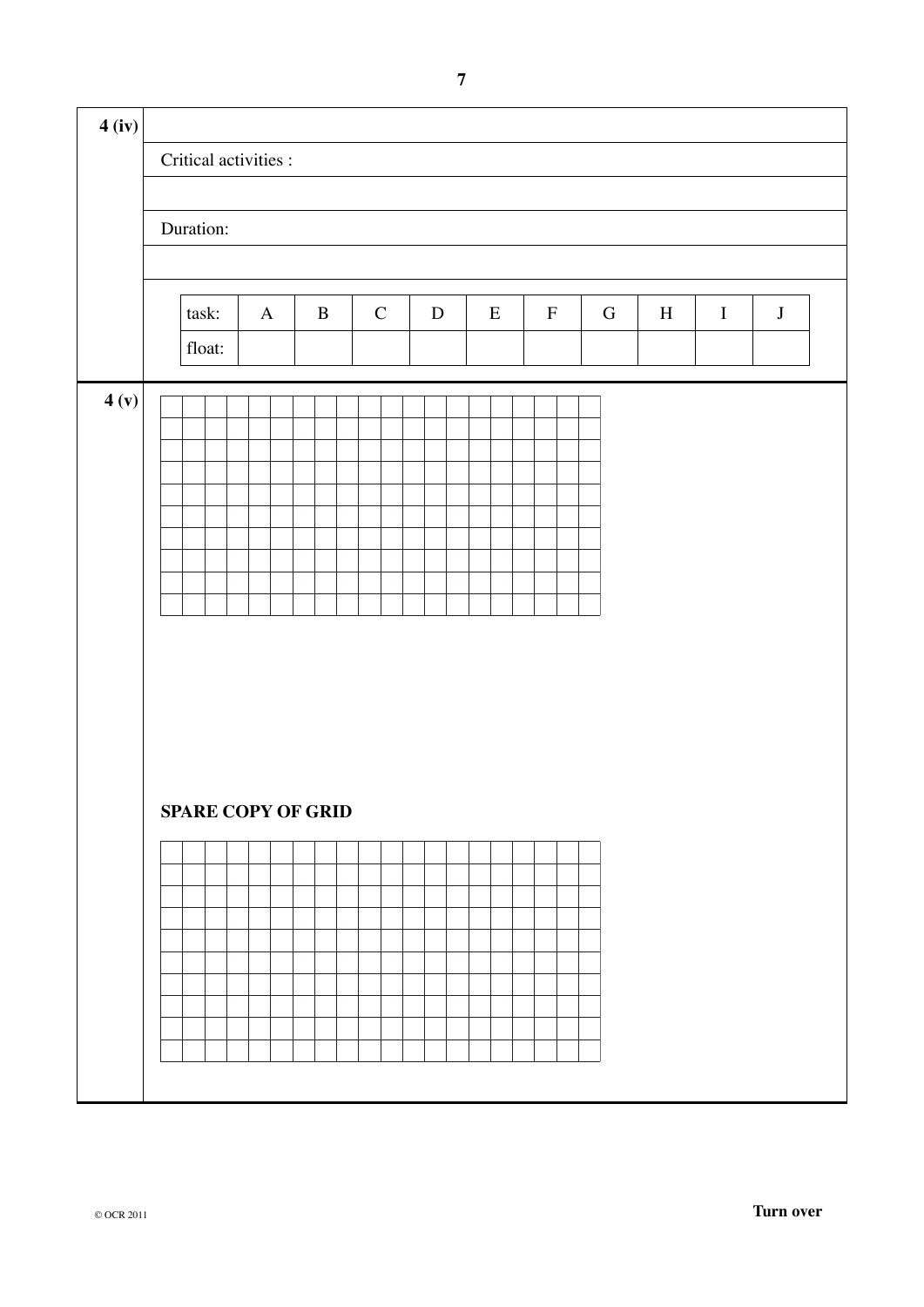**4 (iv)**

Critical activities :

Duration:

| task: | A | B | C | D | E | F | G | H | I | J |
|---|---|---|---|---|---|---|---|---|---|---|
| float: | | | | | | | | | | |

**4 (v)**

**SPARE COPY OF GRID**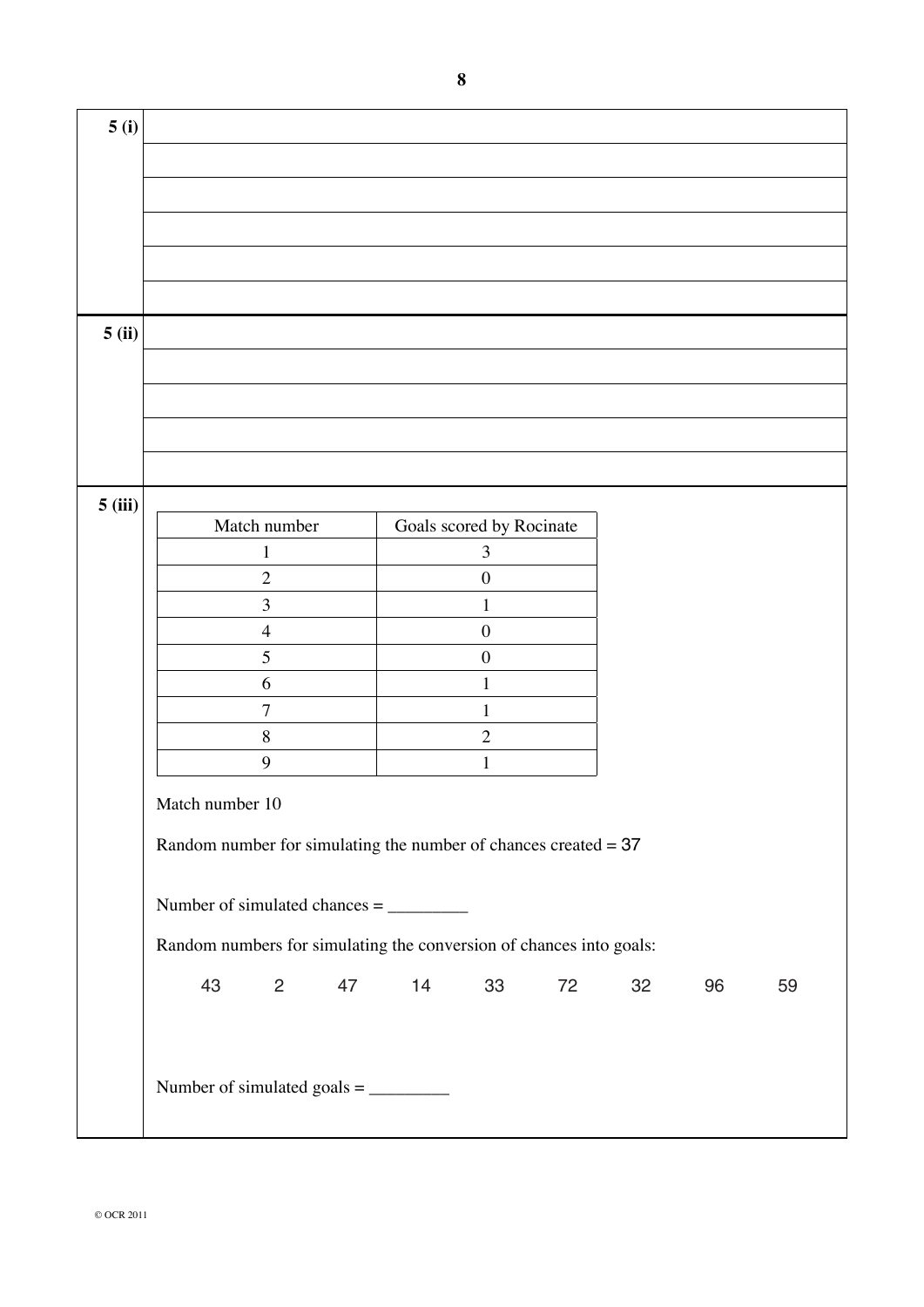**5 (i)**

**5 (ii)**

**5 (iii)**

| Match number | Goals scored by Rocinate |
| --- | --- |
| 1 | 3 |
| 2 | 0 |
| 3 | 1 |
| 4 | 0 |
| 5 | 0 |
| 6 | 1 |
| 7 | 1 |
| 8 | 2 |
| 9 | 1 |

Match number 10

Random number for simulating the number of chances created = 37

Number of simulated chances = _________

Random numbers for simulating the conversion of chances into goals:

43 2 47 14 33 72 32 96 59

Number of simulated goals = _________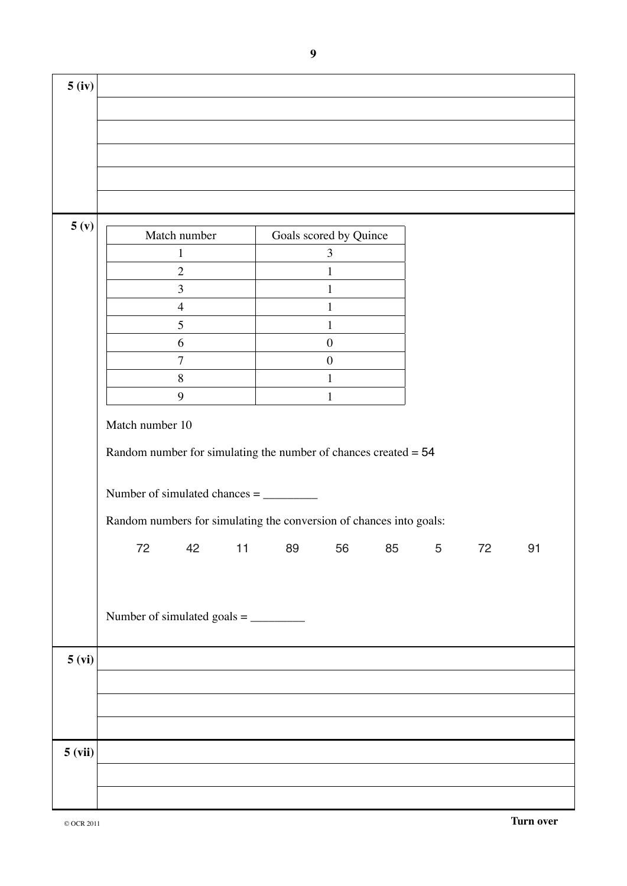**5 (iv)**

**5 (v)**

| Match number | Goals scored by Quince |
|---|---|
| 1 | 3 |
| 2 | 1 |
| 3 | 1 |
| 4 | 1 |
| 5 | 1 |
| 6 | 0 |
| 7 | 0 |
| 8 | 1 |
| 9 | 1 |

Match number 10

Random number for simulating the number of chances created = 54

Number of simulated chances = _________

Random numbers for simulating the conversion of chances into goals:

72 42 11 89 56 85 5 72 91

Number of simulated goals = _________

**5 (vi)**

**5 (vii)**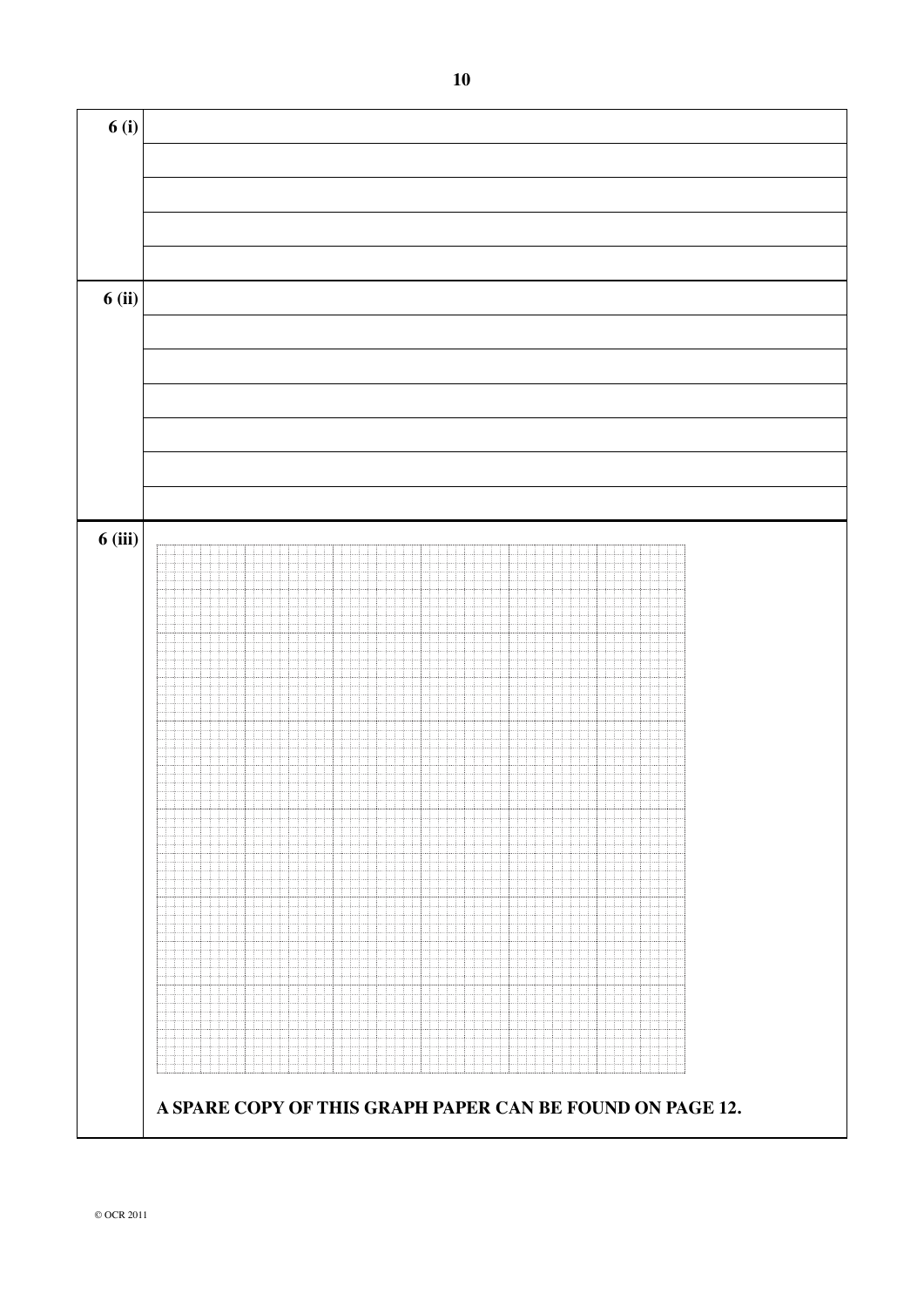**6 (i)**

**6 (ii)**

**6 (iii)**

**A SPARE COPY OF THIS GRAPH PAPER CAN BE FOUND ON PAGE 12.**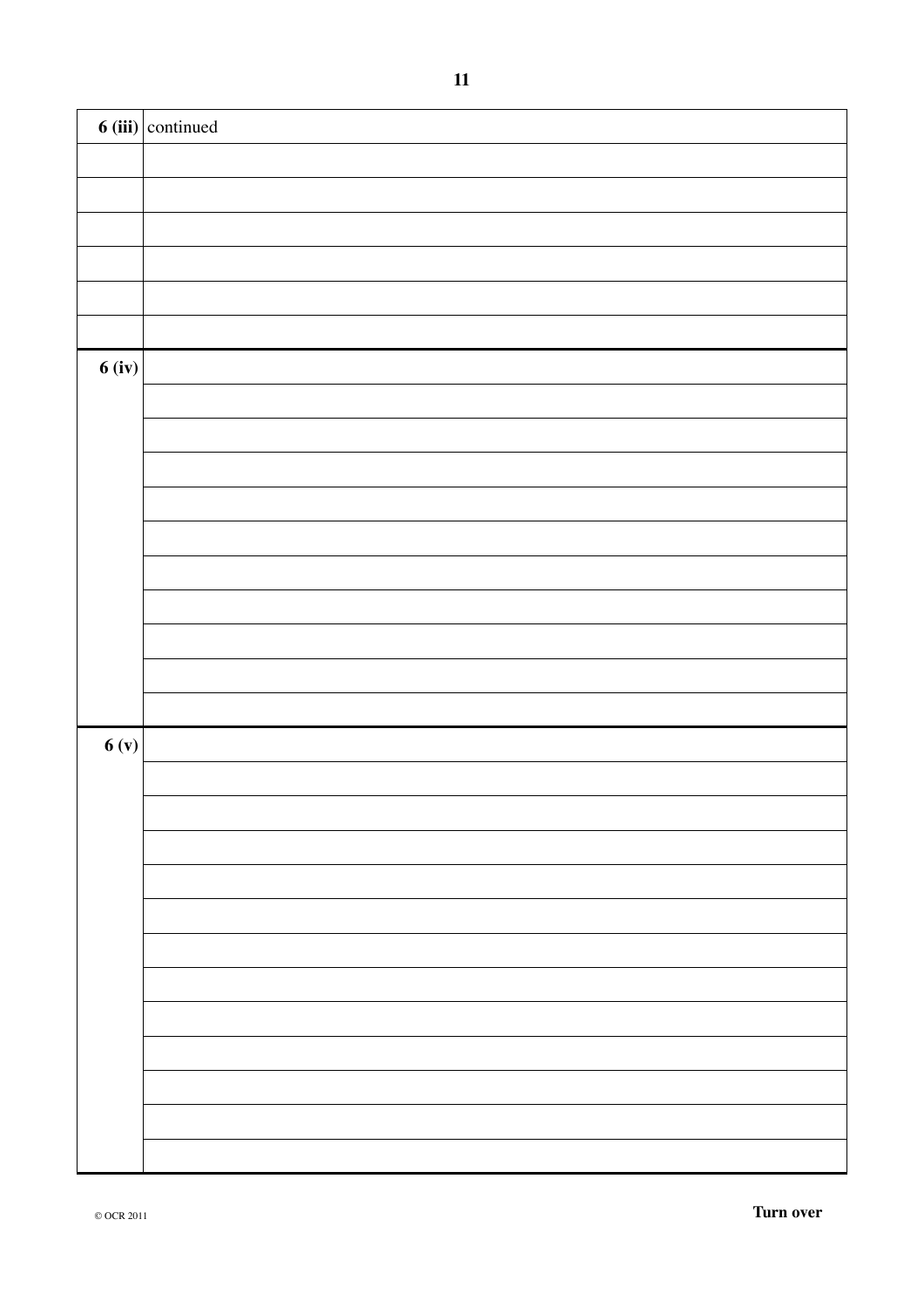| | |
|---|---|
| **6 (iii)** | continued |
| | |
| | |
| | |
| | |
| | |
| | |
| **6 (iv)** | |
| | |
| | |
| | |
| | |
| | |
| | |
| | |
| | |
| | |
| | |
| **6 (v)** | |
| | |
| | |
| | |
| | |
| | |
| | |
| | |
| | |
| | |
| | |
| | |
| | |

© OCR 2011

**Turn over**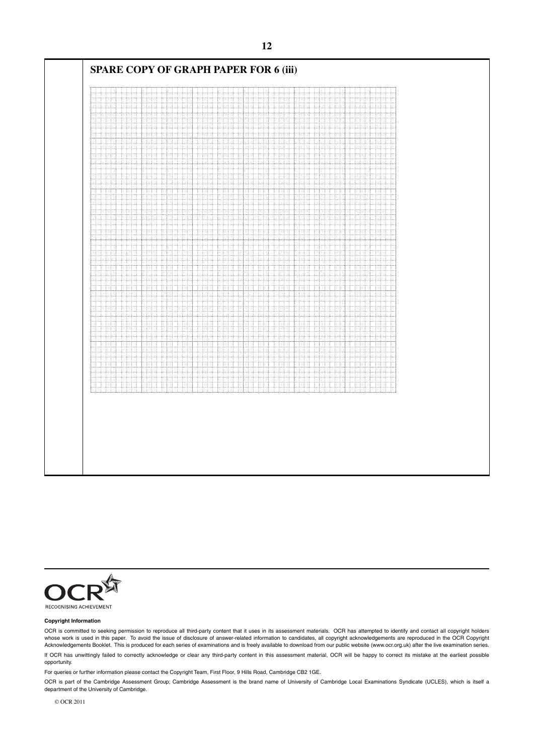## SPARE COPY OF GRAPH PAPER FOR 6 (iii)

**Copyright Information**

OCR is committed to seeking permission to reproduce all third-party content that it uses in its assessment materials. OCR has attempted to identify and contact all copyright holders whose work is used in this paper. To avoid the issue of disclosure of answer-related information to candidates, all copyright acknowledgements are reproduced in the OCR Copyright Acknowledgements Booklet. This is produced for each series of examinations and is freely available to download from our public website (www.ocr.org.uk) after the live examination series.

If OCR has unwittingly failed to correctly acknowledge or clear any third-party content in this assessment material, OCR will be happy to correct its mistake at the earliest possible opportunity.

For queries or further information please contact the Copyright Team, First Floor, 9 Hills Road, Cambridge CB2 1GE.

OCR is part of the Cambridge Assessment Group; Cambridge Assessment is the brand name of University of Cambridge Local Examinations Syndicate (UCLES), which is itself a department of the University of Cambridge.

© OCR 2011